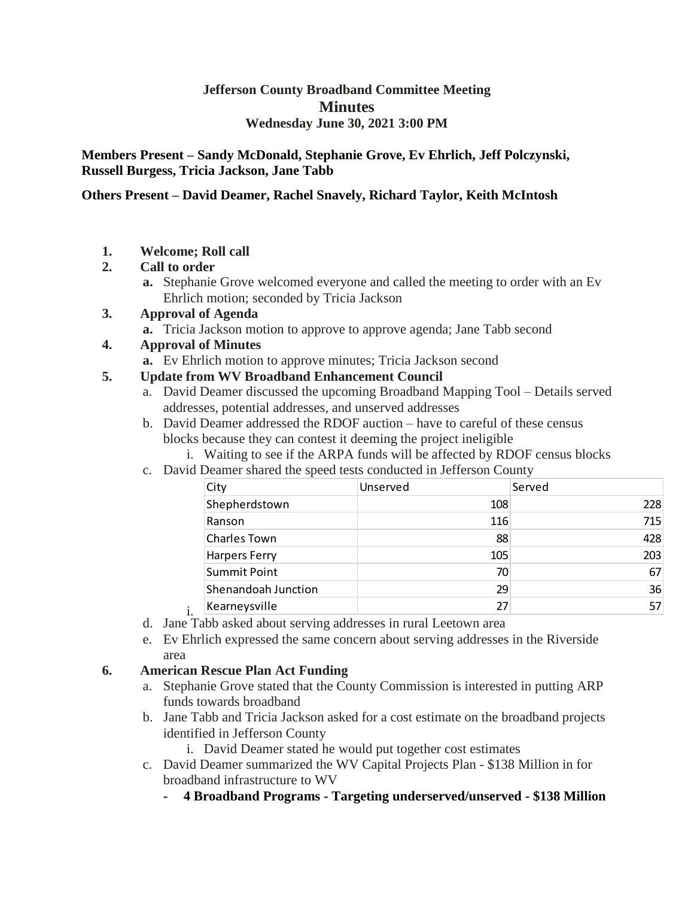# Jefferson County Broadband Committee Meeting

## Minutes

### Wednesday June 30, 2021 3:00 PM

**Members Present – Sandy McDonald, Stephanie Grove, Ev Ehrlich, Jeff Polczynski, Russell Burgess, Tricia Jackson, Jane Tabb**

**Others Present – David Deamer, Rachel Snavely, Richard Taylor, Keith McIntosh**

1. **Welcome; Roll call**
2. **Call to order**
   a. Stephanie Grove welcomed everyone and called the meeting to order with an Ev Ehrlich motion; seconded by Tricia Jackson
3. **Approval of Agenda**
   a. Tricia Jackson motion to approve to approve agenda; Jane Tabb second
4. **Approval of Minutes**
   a. Ev Ehrlich motion to approve minutes; Tricia Jackson second
5. **Update from WV Broadband Enhancement Council**
   a. David Deamer discussed the upcoming Broadband Mapping Tool – Details served addresses, potential addresses, and unserved addresses
   b. David Deamer addressed the RDOF auction – have to careful of these census blocks because they can contest it deeming the project ineligible
      i. Waiting to see if the ARPA funds will be affected by RDOF census blocks
   c. David Deamer shared the speed tests conducted in Jefferson County
      i.

| City | Unserved | Served |
|---|---|---|
| Shepherdstown | 108 | 228 |
| Ranson | 116 | 715 |
| Charles Town | 88 | 428 |
| Harpers Ferry | 105 | 203 |
| Summit Point | 70 | 67 |
| Shenandoah Junction | 29 | 36 |
| Kearneysville | 27 | 57 |

   d. Jane Tabb asked about serving addresses in rural Leetown area
   e. Ev Ehrlich expressed the same concern about serving addresses in the Riverside area
6. **American Rescue Plan Act Funding**
   a. Stephanie Grove stated that the County Commission is interested in putting ARP funds towards broadband
   b. Jane Tabb and Tricia Jackson asked for a cost estimate on the broadband projects identified in Jefferson County
      i. David Deamer stated he would put together cost estimates
   c. David Deamer summarized the WV Capital Projects Plan - $138 Million in for broadband infrastructure to WV
      - **4 Broadband Programs - Targeting underserved/unserved - $138 Million**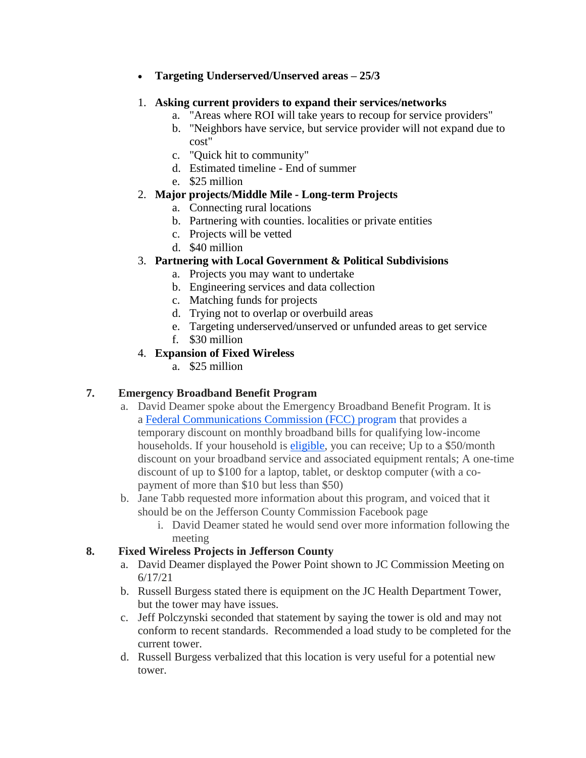- **Targeting Underserved/Unserved areas – 25/3**

1. **Asking current providers to expand their services/networks**
    a. "Areas where ROI will take years to recoup for service providers"
    b. "Neighbors have service, but service provider will not expand due to cost"
    c. "Quick hit to community"
    d. Estimated timeline - End of summer
    e. $25 million
2. **Major projects/Middle Mile - Long-term Projects**
    a. Connecting rural locations
    b. Partnering with counties. localities or private entities
    c. Projects will be vetted
    d. $40 million
3. **Partnering with Local Government & Political Subdivisions**
    a. Projects you may want to undertake
    b. Engineering services and data collection
    c. Matching funds for projects
    d. Trying not to overlap or overbuild areas
    e. Targeting underserved/unserved or unfunded areas to get service
    f. $30 million
4. **Expansion of Fixed Wireless**
    a. $25 million

**7. Emergency Broadband Benefit Program**

a. David Deamer spoke about the Emergency Broadband Benefit Program. It is a [Federal Communications Commission (FCC) program]() that provides a temporary discount on monthly broadband bills for qualifying low-income households. If your household is [eligible](), you can receive; Up to a $50/month discount on your broadband service and associated equipment rentals; A one-time discount of up to $100 for a laptop, tablet, or desktop computer (with a co-payment of more than $10 but less than $50)

b. Jane Tabb requested more information about this program, and voiced that it should be on the Jefferson County Commission Facebook page

   i. David Deamer stated he would send over more information following the meeting

**8. Fixed Wireless Projects in Jefferson County**

a. David Deamer displayed the Power Point shown to JC Commission Meeting on 6/17/21

b. Russell Burgess stated there is equipment on the JC Health Department Tower, but the tower may have issues.

c. Jeff Polczynski seconded that statement by saying the tower is old and may not conform to recent standards. Recommended a load study to be completed for the current tower.

d. Russell Burgess verbalized that this location is very useful for a potential new tower.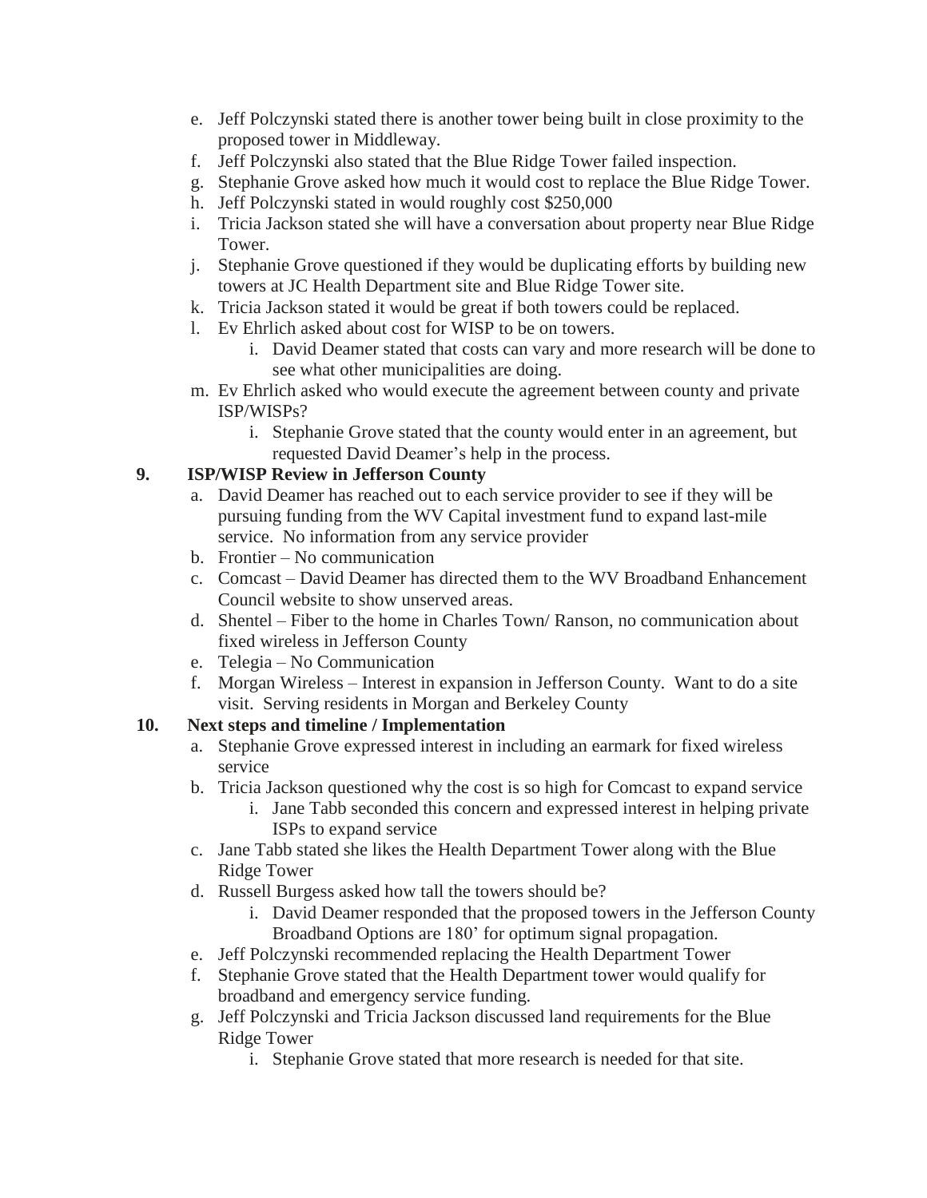e. Jeff Polczynski stated there is another tower being built in close proximity to the proposed tower in Middleway.
f. Jeff Polczynski also stated that the Blue Ridge Tower failed inspection.
g. Stephanie Grove asked how much it would cost to replace the Blue Ridge Tower.
h. Jeff Polczynski stated in would roughly cost $250,000
i. Tricia Jackson stated she will have a conversation about property near Blue Ridge Tower.
j. Stephanie Grove questioned if they would be duplicating efforts by building new towers at JC Health Department site and Blue Ridge Tower site.
k. Tricia Jackson stated it would be great if both towers could be replaced.
l. Ev Ehrlich asked about cost for WISP to be on towers.
    i. David Deamer stated that costs can vary and more research will be done to see what other municipalities are doing.
m. Ev Ehrlich asked who would execute the agreement between county and private ISP/WISPs?
    i. Stephanie Grove stated that the county would enter in an agreement, but requested David Deamer's help in the process.

**9. ISP/WISP Review in Jefferson County**

a. David Deamer has reached out to each service provider to see if they will be pursuing funding from the WV Capital investment fund to expand last-mile service. No information from any service provider
b. Frontier – No communication
c. Comcast – David Deamer has directed them to the WV Broadband Enhancement Council website to show unserved areas.
d. Shentel – Fiber to the home in Charles Town/ Ranson, no communication about fixed wireless in Jefferson County
e. Telegia – No Communication
f. Morgan Wireless – Interest in expansion in Jefferson County. Want to do a site visit. Serving residents in Morgan and Berkeley County

**10. Next steps and timeline / Implementation**

a. Stephanie Grove expressed interest in including an earmark for fixed wireless service
b. Tricia Jackson questioned why the cost is so high for Comcast to expand service
    i. Jane Tabb seconded this concern and expressed interest in helping private ISPs to expand service
c. Jane Tabb stated she likes the Health Department Tower along with the Blue Ridge Tower
d. Russell Burgess asked how tall the towers should be?
    i. David Deamer responded that the proposed towers in the Jefferson County Broadband Options are 180' for optimum signal propagation.
e. Jeff Polczynski recommended replacing the Health Department Tower
f. Stephanie Grove stated that the Health Department tower would qualify for broadband and emergency service funding.
g. Jeff Polczynski and Tricia Jackson discussed land requirements for the Blue Ridge Tower
    i. Stephanie Grove stated that more research is needed for that site.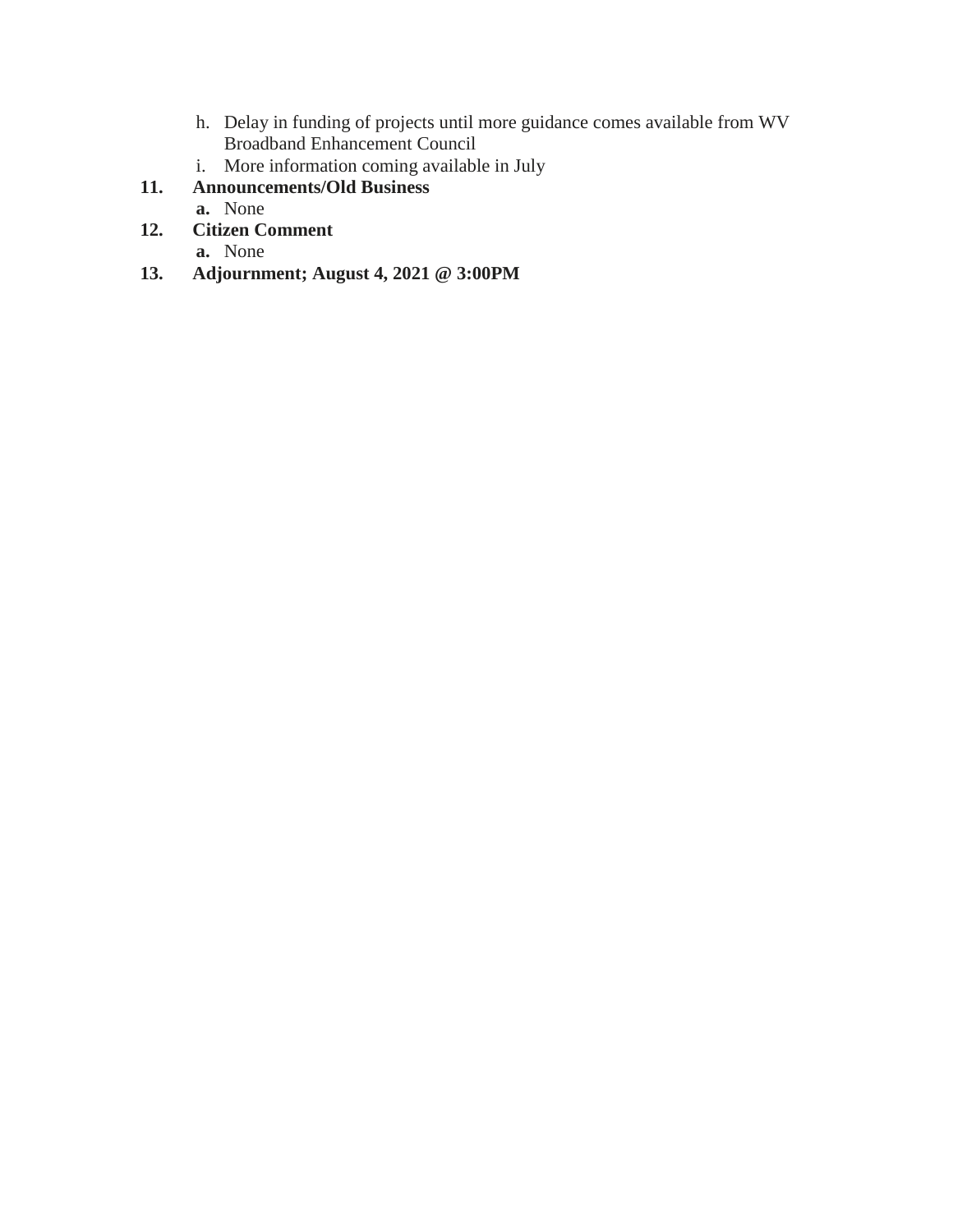h. Delay in funding of projects until more guidance comes available from WV Broadband Enhancement Council
    i. More information coming available in July

11. **Announcements/Old Business**
    - **a.** None
12. **Citizen Comment**
    - **a.** None
13. **Adjournment; August 4, 2021 @ 3:00PM**